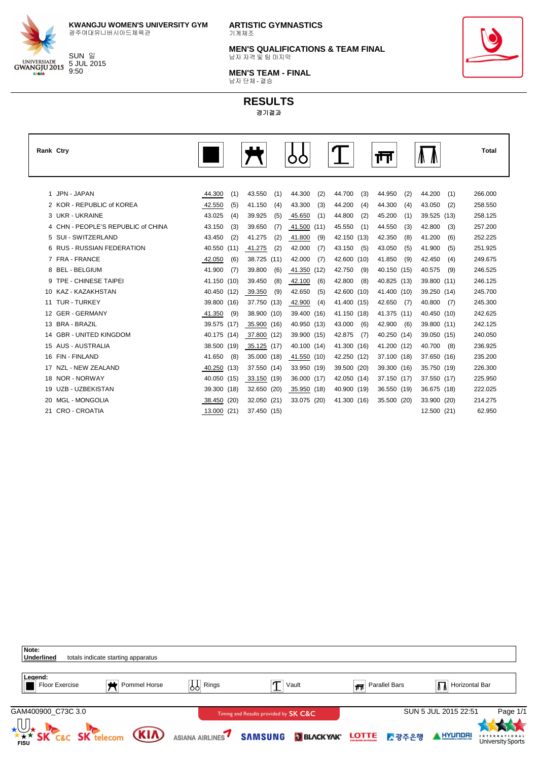KWANGJU WOMEN'S UNIVERSITY GYM
광주여대유니버시아드체육관

SUN 일
5 JUL 2015
9:50

ARTISTIC GYMNASTICS
기계체조

MEN'S QUALIFICATIONS & TEAM FINAL
남자 자격 및 팀 마지막

MEN'S TEAM - FINAL
남자 단체 - 결승

# RESULTS

경기결과

| Rank | Ctry | Floor Exercise | | Pommel Horse | | Rings | | Vault | | Parallel Bars | | Horizontal Bar | | Total |
|---|---|---|---|---|---|---|---|---|---|---|---|---|---|---|
| 1 | JPN - JAPAN | 44.300 | (1) | 43.550 | (1) | 44.300 | (2) | 44.700 | (3) | 44.950 | (2) | 44.200 | (1) | 266.000 |
| 2 | KOR - REPUBLIC of KOREA | 42.550 | (5) | 41.150 | (4) | 43.300 | (3) | 44.200 | (4) | 44.300 | (4) | 43.050 | (2) | 258.550 |
| 3 | UKR - UKRAINE | 43.025 | (4) | 39.925 | (5) | 45.650 | (1) | 44.800 | (2) | 45.200 | (1) | 39.525 | (13) | 258.125 |
| 4 | CHN - PEOPLE'S REPUBLIC of CHINA | 43.150 | (3) | 39.650 | (7) | 41.500 | (11) | 45.550 | (1) | 44.550 | (3) | 42.800 | (3) | 257.200 |
| 5 | SUI - SWITZERLAND | 43.450 | (2) | 41.275 | (2) | 41.800 | (9) | 42.150 | (13) | 42.350 | (8) | 41.200 | (6) | 252.225 |
| 6 | RUS - RUSSIAN FEDERATION | 40.550 | (11) | 41.275 | (2) | 42.000 | (7) | 43.150 | (5) | 43.050 | (5) | 41.900 | (5) | 251.925 |
| 7 | FRA - FRANCE | 42.050 | (6) | 38.725 | (11) | 42.000 | (7) | 42.600 | (10) | 41.850 | (9) | 42.450 | (4) | 249.675 |
| 8 | BEL - BELGIUM | 41.900 | (7) | 39.800 | (6) | 41.350 | (12) | 42.750 | (9) | 40.150 | (15) | 40.575 | (9) | 246.525 |
| 9 | TPE - CHINESE TAIPEI | 41.150 | (10) | 39.450 | (8) | 42.100 | (6) | 42.800 | (8) | 40.825 | (13) | 39.800 | (11) | 246.125 |
| 10 | KAZ - KAZAKHSTAN | 40.450 | (12) | 39.350 | (9) | 42.650 | (5) | 42.600 | (10) | 41.400 | (10) | 39.250 | (14) | 245.700 |
| 11 | TUR - TURKEY | 39.800 | (16) | 37.750 | (13) | 42.900 | (4) | 41.400 | (15) | 42.650 | (7) | 40.800 | (7) | 245.300 |
| 12 | GER - GERMANY | 41.350 | (9) | 38.900 | (10) | 39.400 | (16) | 41.150 | (18) | 41.375 | (11) | 40.450 | (10) | 242.625 |
| 13 | BRA - BRAZIL | 39.575 | (17) | 35.900 | (16) | 40.950 | (13) | 43.000 | (6) | 42.900 | (6) | 39.800 | (11) | 242.125 |
| 14 | GBR - UNITED KINGDOM | 40.175 | (14) | 37.800 | (12) | 39.900 | (15) | 42.875 | (7) | 40.250 | (14) | 39.050 | (15) | 240.050 |
| 15 | AUS - AUSTRALIA | 38.500 | (19) | 35.125 | (17) | 40.100 | (14) | 41.300 | (16) | 41.200 | (12) | 40.700 | (8) | 236.925 |
| 16 | FIN - FINLAND | 41.650 | (8) | 35.000 | (18) | 41.550 | (10) | 42.250 | (12) | 37.100 | (18) | 37.650 | (16) | 235.200 |
| 17 | NZL - NEW ZEALAND | 40.250 | (13) | 37.550 | (14) | 33.950 | (19) | 39.500 | (20) | 39.300 | (16) | 35.750 | (19) | 226.300 |
| 18 | NOR - NORWAY | 40.050 | (15) | 33.150 | (19) | 36.000 | (17) | 42.050 | (14) | 37.150 | (17) | 37.550 | (17) | 225.950 |
| 19 | UZB - UZBEKISTAN | 39.300 | (18) | 32.650 | (20) | 35.950 | (18) | 40.900 | (19) | 36.550 | (19) | 36.675 | (18) | 222.025 |
| 20 | MGL - MONGOLIA | 38.450 | (20) | 32.050 | (21) | 33.075 | (20) | 41.300 | (16) | 35.500 | (20) | 33.900 | (20) | 214.275 |
| 21 | CRO - CROATIA | 13.000 | (21) | 37.450 | (15) | | | | | | | 12.500 | (21) | 62.950 |

**Note:**
**Underlined** totals indicate starting apparatus

**Legend:**
Floor Exercise | Pommel Horse | Rings | Vault | Parallel Bars | Horizontal Bar

GAM400900_C73C 3.0 — Timing and Results provided by SK C&C — SUN 5 JUL 2015 22:51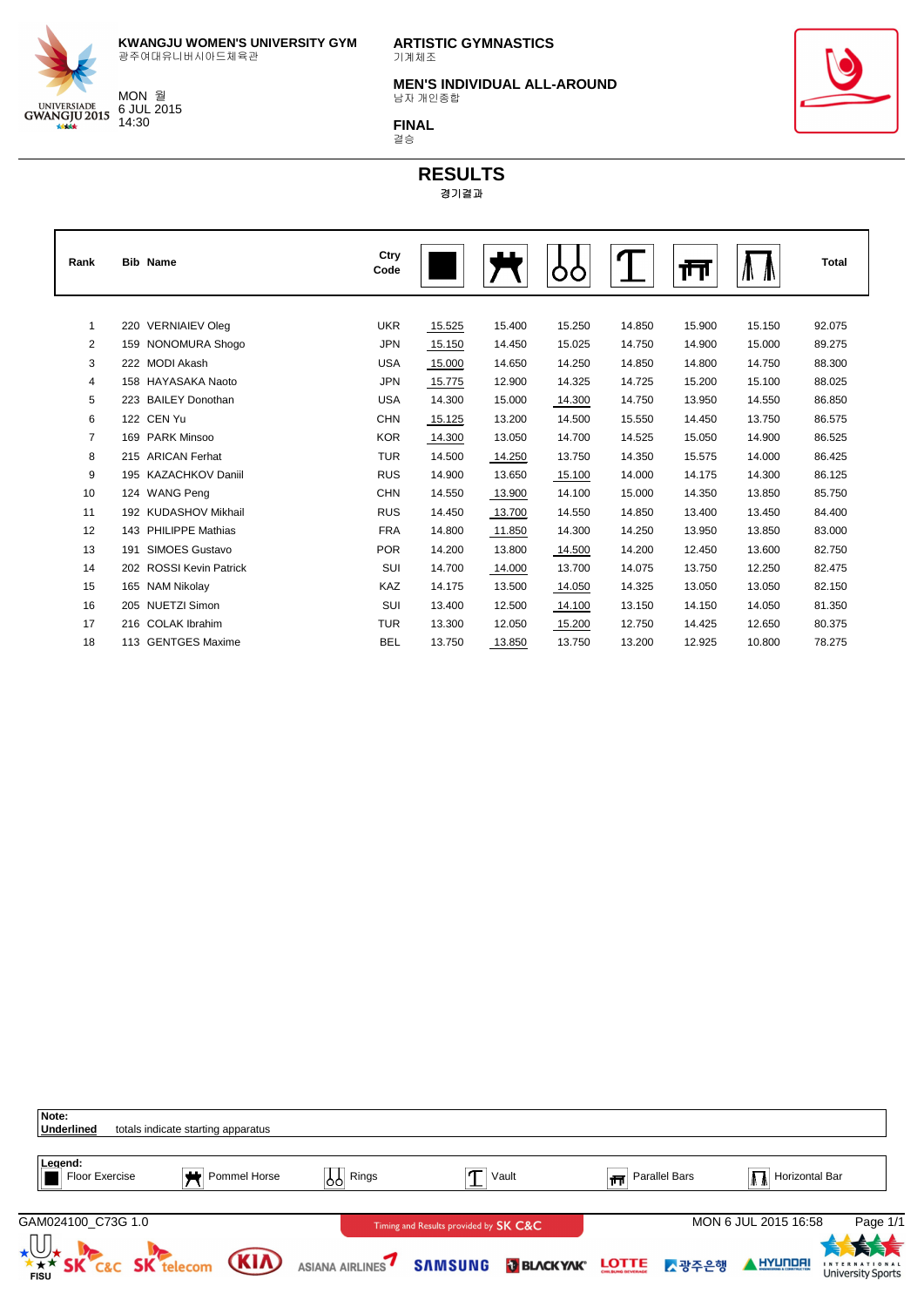KWANGJU WOMEN'S UNIVERSITY GYM
광주여대유니버시아드체육관

MON 월
6 JUL 2015
14:30

ARTISTIC GYMNASTICS
기계체조

MEN'S INDIVIDUAL ALL-AROUND
남자 개인종합

FINAL
결승

# RESULTS
경기결과

| Rank | Bib | Name | Ctry Code | Floor Exercise | Pommel Horse | Rings | Vault | Parallel Bars | Horizontal Bar | Total |
|---|---|---|---|---|---|---|---|---|---|---|
| 1 | 220 | VERNIAIEV Oleg | UKR | <u>15.525</u> | 15.400 | 15.250 | 14.850 | 15.900 | 15.150 | 92.075 |
| 2 | 159 | NONOMURA Shogo | JPN | <u>15.150</u> | 14.450 | 15.025 | 14.750 | 14.900 | 15.000 | 89.275 |
| 3 | 222 | MODI Akash | USA | <u>15.000</u> | 14.650 | 14.250 | 14.850 | 14.800 | 14.750 | 88.300 |
| 4 | 158 | HAYASAKA Naoto | JPN | <u>15.775</u> | 12.900 | 14.325 | 14.725 | 15.200 | 15.100 | 88.025 |
| 5 | 223 | BAILEY Donothan | USA | 14.300 | 15.000 | <u>14.300</u> | 14.750 | 13.950 | 14.550 | 86.850 |
| 6 | 122 | CEN Yu | CHN | <u>15.125</u> | 13.200 | 14.500 | 15.550 | 14.450 | 13.750 | 86.575 |
| 7 | 169 | PARK Minsoo | KOR | <u>14.300</u> | 13.050 | 14.700 | 14.525 | 15.050 | 14.900 | 86.525 |
| 8 | 215 | ARICAN Ferhat | TUR | 14.500 | <u>14.250</u> | 13.750 | 14.350 | 15.575 | 14.000 | 86.425 |
| 9 | 195 | KAZACHKOV Daniil | RUS | 14.900 | 13.650 | <u>15.100</u> | 14.000 | 14.175 | 14.300 | 86.125 |
| 10 | 124 | WANG Peng | CHN | 14.550 | <u>13.900</u> | 14.100 | 15.000 | 14.350 | 13.850 | 85.750 |
| 11 | 192 | KUDASHOV Mikhail | RUS | 14.450 | <u>13.700</u> | 14.550 | 14.850 | 13.400 | 13.450 | 84.400 |
| 12 | 143 | PHILIPPE Mathias | FRA | 14.800 | <u>11.850</u> | 14.300 | 14.250 | 13.950 | 13.850 | 83.000 |
| 13 | 191 | SIMOES Gustavo | POR | 14.200 | 13.800 | <u>14.500</u> | 14.200 | 12.450 | 13.600 | 82.750 |
| 14 | 202 | ROSSI Kevin Patrick | SUI | 14.700 | <u>14.000</u> | 13.700 | 14.075 | 13.750 | 12.250 | 82.475 |
| 15 | 165 | NAM Nikolay | KAZ | 14.175 | 13.500 | <u>14.050</u> | 14.325 | 13.050 | 13.050 | 82.150 |
| 16 | 205 | NUETZI Simon | SUI | 13.400 | 12.500 | <u>14.100</u> | 13.150 | 14.150 | 14.050 | 81.350 |
| 17 | 216 | COLAK Ibrahim | TUR | 13.300 | 12.050 | <u>15.200</u> | 12.750 | 14.425 | 12.650 | 80.375 |
| 18 | 113 | GENTGES Maxime | BEL | 13.750 | <u>13.850</u> | 13.750 | 13.200 | 12.925 | 10.800 | 78.275 |

**Note:**
**Underlined** totals indicate starting apparatus

**Legend:**
Floor Exercise | Pommel Horse | Rings | Vault | Parallel Bars | Horizontal Bar

GAM024100_C73G 1.0 — MON 6 JUL 2015 16:58

Timing and Results provided by SK C&C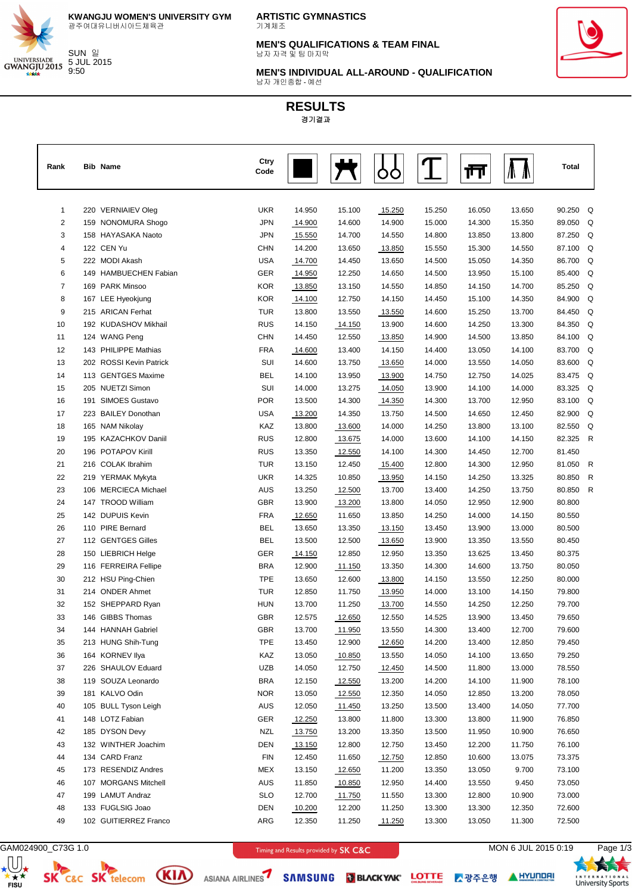KWANGJU WOMEN'S UNIVERSITY GYM
광주여대유니버시아드체육관

SUN 일
5 JUL 2015
9:50

# ARTISTIC GYMNASTICS
기계체조

## MEN'S QUALIFICATIONS & TEAM FINAL
남자 자격 및 팀 마지막

## MEN'S INDIVIDUAL ALL-AROUND - QUALIFICATION
남자 개인종합 - 예선

# RESULTS
경기결과

| Rank | Bib | Name | Ctry Code | Floor | Pommel Horse | Rings | Vault | Parallel Bars | Horizontal Bar | Total | |
|---|---|---|---|---|---|---|---|---|---|---|---|
| 1 | 220 | VERNIAIEV Oleg | UKR | 14.950 | 15.100 | 15.250 | 15.250 | 16.050 | 13.650 | 90.250 | Q |
| 2 | 159 | NONOMURA Shogo | JPN | 14.900 | 14.600 | 14.900 | 15.000 | 14.300 | 15.350 | 89.050 | Q |
| 3 | 158 | HAYASAKA Naoto | JPN | 15.550 | 14.700 | 14.550 | 14.800 | 13.850 | 13.800 | 87.250 | Q |
| 4 | 122 | CEN Yu | CHN | 14.200 | 13.650 | 13.850 | 15.550 | 15.300 | 14.550 | 87.100 | Q |
| 5 | 222 | MODI Akash | USA | 14.700 | 14.450 | 13.650 | 14.500 | 15.050 | 14.350 | 86.700 | Q |
| 6 | 149 | HAMBUECHEN Fabian | GER | 14.950 | 12.250 | 14.650 | 14.500 | 13.950 | 15.100 | 85.400 | Q |
| 7 | 169 | PARK Minsoo | KOR | 13.850 | 13.150 | 14.550 | 14.850 | 14.150 | 14.700 | 85.250 | Q |
| 8 | 167 | LEE Hyeokjung | KOR | 14.100 | 12.750 | 14.150 | 14.450 | 15.100 | 14.350 | 84.900 | Q |
| 9 | 215 | ARICAN Ferhat | TUR | 13.800 | 13.550 | 13.550 | 14.600 | 15.250 | 13.700 | 84.450 | Q |
| 10 | 192 | KUDASHOV Mikhail | RUS | 14.150 | 14.150 | 13.900 | 14.600 | 14.250 | 13.300 | 84.350 | Q |
| 11 | 124 | WANG Peng | CHN | 14.450 | 12.550 | 13.850 | 14.900 | 14.500 | 13.850 | 84.100 | Q |
| 12 | 143 | PHILIPPE Mathias | FRA | 14.600 | 13.400 | 14.150 | 14.400 | 13.050 | 14.100 | 83.700 | Q |
| 13 | 202 | ROSSI Kevin Patrick | SUI | 14.600 | 13.750 | 13.650 | 14.000 | 13.550 | 14.050 | 83.600 | Q |
| 14 | 113 | GENTGES Maxime | BEL | 14.100 | 13.950 | 13.900 | 14.750 | 12.750 | 14.025 | 83.475 | Q |
| 15 | 205 | NUETZI Simon | SUI | 14.000 | 13.275 | 14.050 | 13.900 | 14.100 | 14.000 | 83.325 | Q |
| 16 | 191 | SIMOES Gustavo | POR | 13.500 | 14.300 | 14.350 | 14.300 | 13.700 | 12.950 | 83.100 | Q |
| 17 | 223 | BAILEY Donothan | USA | 13.200 | 14.350 | 13.750 | 14.500 | 14.650 | 12.450 | 82.900 | Q |
| 18 | 165 | NAM Nikolay | KAZ | 13.800 | 13.600 | 14.000 | 14.250 | 13.800 | 13.100 | 82.550 | Q |
| 19 | 195 | KAZACHKOV Daniil | RUS | 12.800 | 13.675 | 14.000 | 13.600 | 14.100 | 14.150 | 82.325 | R |
| 20 | 196 | POTAPOV Kirill | RUS | 13.350 | 12.550 | 14.100 | 14.300 | 14.450 | 12.700 | 81.450 | |
| 21 | 216 | COLAK Ibrahim | TUR | 13.150 | 12.450 | 15.400 | 12.800 | 14.300 | 12.950 | 81.050 | R |
| 22 | 219 | YERMAK Mykyta | UKR | 14.325 | 10.850 | 13.950 | 14.150 | 14.250 | 13.325 | 80.850 | R |
| 23 | 106 | MERCIECA Michael | AUS | 13.250 | 12.500 | 13.700 | 13.400 | 14.250 | 13.750 | 80.850 | R |
| 24 | 147 | TROOD William | GBR | 13.900 | 13.200 | 13.800 | 14.050 | 12.950 | 12.900 | 80.800 | |
| 25 | 142 | DUPUIS Kevin | FRA | 12.650 | 11.650 | 13.850 | 14.250 | 14.000 | 14.150 | 80.550 | |
| 26 | 110 | PIRE Bernard | BEL | 13.650 | 13.350 | 13.150 | 13.450 | 13.900 | 13.000 | 80.500 | |
| 27 | 112 | GENTGES Gilles | BEL | 13.500 | 12.500 | 13.650 | 13.900 | 13.350 | 13.550 | 80.450 | |
| 28 | 150 | LIEBRICH Helge | GER | 14.150 | 12.850 | 12.950 | 13.350 | 13.625 | 13.450 | 80.375 | |
| 29 | 116 | FERREIRA Fellipe | BRA | 12.900 | 11.150 | 13.350 | 14.300 | 14.600 | 13.750 | 80.050 | |
| 30 | 212 | HSU Ping-Chien | TPE | 13.650 | 12.600 | 13.800 | 14.150 | 13.550 | 12.250 | 80.000 | |
| 31 | 214 | ONDER Ahmet | TUR | 12.850 | 11.750 | 13.950 | 14.000 | 13.100 | 14.150 | 79.800 | |
| 32 | 152 | SHEPPARD Ryan | HUN | 13.700 | 11.250 | 13.700 | 14.550 | 14.250 | 12.250 | 79.700 | |
| 33 | 146 | GIBBS Thomas | GBR | 12.575 | 12.650 | 12.550 | 14.525 | 13.900 | 13.450 | 79.650 | |
| 34 | 144 | HANNAH Gabriel | GBR | 13.700 | 11.950 | 13.550 | 14.300 | 13.400 | 12.700 | 79.600 | |
| 35 | 213 | HUNG Shih-Tung | TPE | 13.450 | 12.900 | 12.650 | 14.200 | 13.400 | 12.850 | 79.450 | |
| 36 | 164 | KORNEV Ilya | KAZ | 13.050 | 10.850 | 13.550 | 14.050 | 14.100 | 13.650 | 79.250 | |
| 37 | 226 | SHAULOV Eduard | UZB | 14.050 | 12.750 | 12.450 | 14.500 | 11.800 | 13.000 | 78.550 | |
| 38 | 119 | SOUZA Leonardo | BRA | 12.150 | 12.550 | 13.200 | 14.200 | 14.100 | 11.900 | 78.100 | |
| 39 | 181 | KALVO Odin | NOR | 13.050 | 12.550 | 12.350 | 14.050 | 12.850 | 13.200 | 78.050 | |
| 40 | 105 | BULL Tyson Leigh | AUS | 12.050 | 11.450 | 13.250 | 13.500 | 13.400 | 14.050 | 77.700 | |
| 41 | 148 | LOTZ Fabian | GER | 12.250 | 13.800 | 11.800 | 13.300 | 13.800 | 11.900 | 76.850 | |
| 42 | 185 | DYSON Devy | NZL | 13.750 | 13.200 | 13.350 | 13.500 | 11.950 | 10.900 | 76.650 | |
| 43 | 132 | WINTHER Joachim | DEN | 13.150 | 12.800 | 12.750 | 13.450 | 12.200 | 11.750 | 76.100 | |
| 44 | 134 | CARD Franz | FIN | 12.450 | 11.650 | 12.750 | 12.850 | 10.600 | 13.075 | 73.375 | |
| 45 | 173 | RESENDIZ Andres | MEX | 13.150 | 12.650 | 11.200 | 13.350 | 13.050 | 9.700 | 73.100 | |
| 46 | 107 | MORGANS Mitchell | AUS | 11.850 | 10.850 | 12.950 | 14.400 | 13.550 | 9.450 | 73.050 | |
| 47 | 199 | LAMUT Andraz | SLO | 12.700 | 11.750 | 11.550 | 13.300 | 12.800 | 10.900 | 73.000 | |
| 48 | 133 | FUGLSIG Joao | DEN | 10.200 | 12.200 | 11.250 | 13.300 | 13.300 | 12.350 | 72.600 | |
| 49 | 102 | GUITIERREZ Franco | ARG | 12.350 | 11.250 | 11.250 | 13.300 | 13.050 | 11.300 | 72.500 | |

GAM024900_C73G 1.0 — Timing and Results provided by SK C&C — MON 6 JUL 2015 0:19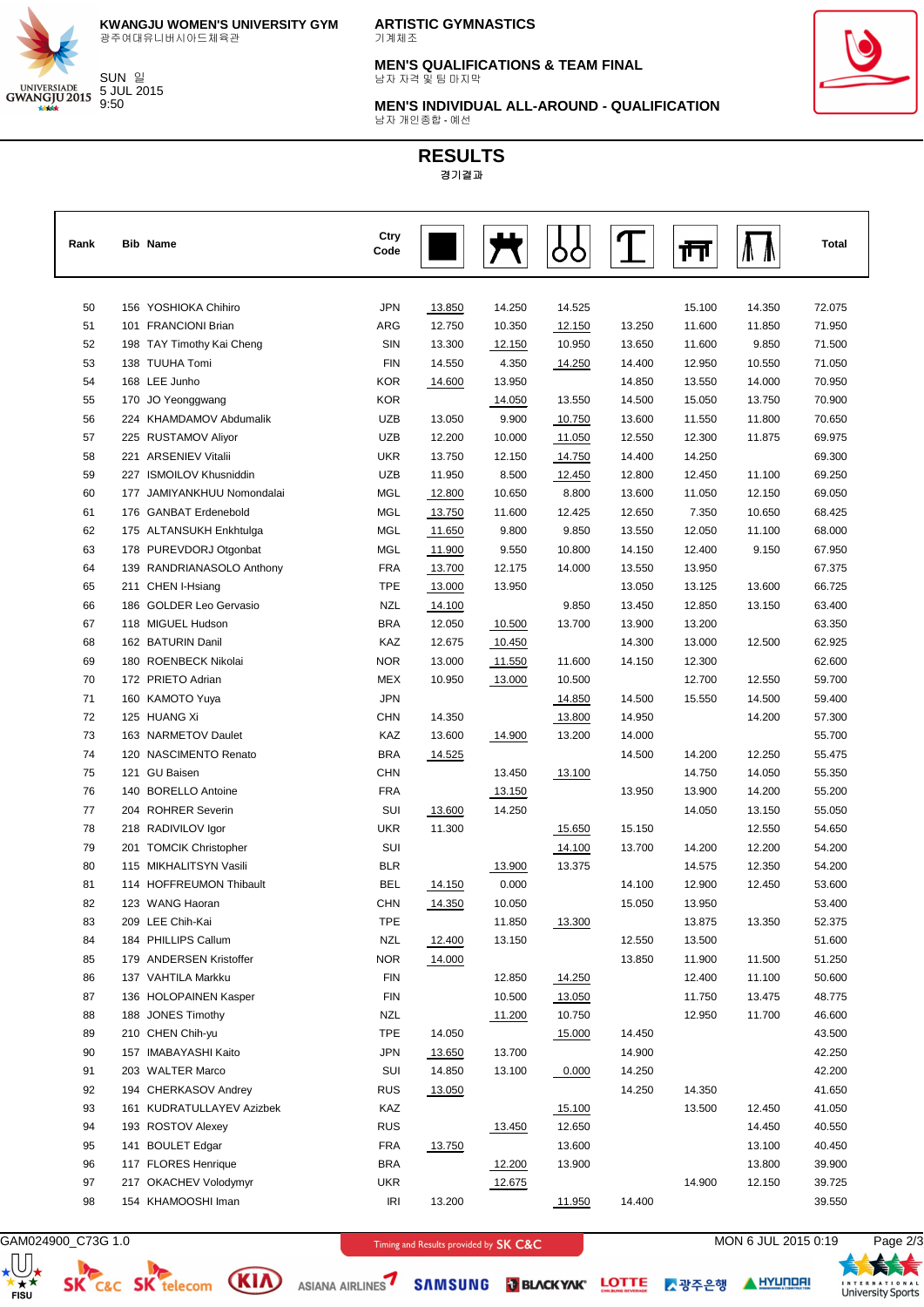KWANGJU WOMEN'S UNIVERSITY GYM
광주여대유니버시아드체육관

SUN 일
5 JUL 2015
9:50

**ARTISTIC GYMNASTICS**
기계체조

**MEN'S QUALIFICATIONS & TEAM FINAL**
남자 자격 및 팀 마지막

**MEN'S INDIVIDUAL ALL-AROUND - QUALIFICATION**
남자 개인종합 - 예선

# RESULTS
경기결과

| Rank | Bib | Name | Ctry Code | Floor | Pommel Horse | Rings | Vault | Parallel Bars | Horizontal Bar | Total |
|---|---|---|---|---|---|---|---|---|---|---|
| 50 | 156 | YOSHIOKA Chihiro | JPN | 13.850 | 14.250 | 14.525 | | 15.100 | 14.350 | 72.075 |
| 51 | 101 | FRANCIONI Brian | ARG | 12.750 | 10.350 | 12.150 | 13.250 | 11.600 | 11.850 | 71.950 |
| 52 | 198 | TAY Timothy Kai Cheng | SIN | 13.300 | 12.150 | 10.950 | 13.650 | 11.600 | 9.850 | 71.500 |
| 53 | 138 | TUUHA Tomi | FIN | 14.550 | 4.350 | 14.250 | 14.400 | 12.950 | 10.550 | 71.050 |
| 54 | 168 | LEE Junho | KOR | 14.600 | 13.950 | | 14.850 | 13.550 | 14.000 | 70.950 |
| 55 | 170 | JO Yeonggwang | KOR | | 14.050 | 13.550 | 14.500 | 15.050 | 13.750 | 70.900 |
| 56 | 224 | KHAMDAMOV Abdumalik | UZB | 13.050 | 9.900 | 10.750 | 13.600 | 11.550 | 11.800 | 70.650 |
| 57 | 225 | RUSTAMOV Aliyor | UZB | 12.200 | 10.000 | 11.050 | 12.550 | 12.300 | 11.875 | 69.975 |
| 58 | 221 | ARSENIEV Vitalii | UKR | 13.750 | 12.150 | 14.750 | 14.400 | 14.250 | | 69.300 |
| 59 | 227 | ISMOILOV Khusniddin | UZB | 11.950 | 8.500 | 12.450 | 12.800 | 12.450 | 11.100 | 69.250 |
| 60 | 177 | JAMIYANKHUU Nomondalai | MGL | 12.800 | 10.650 | 8.800 | 13.600 | 11.050 | 12.150 | 69.050 |
| 61 | 176 | GANBAT Erdenebold | MGL | 13.750 | 11.600 | 12.425 | 12.650 | 7.350 | 10.650 | 68.425 |
| 62 | 175 | ALTANSUKH Enkhtulga | MGL | 11.650 | 9.800 | 9.850 | 13.550 | 12.050 | 11.100 | 68.000 |
| 63 | 178 | PUREVDORJ Otgonbat | MGL | 11.900 | 9.550 | 10.800 | 14.150 | 12.400 | 9.150 | 67.950 |
| 64 | 139 | RANDRIANASOLO Anthony | FRA | 13.700 | 12.175 | 14.000 | 13.550 | 13.950 | | 67.375 |
| 65 | 211 | CHEN I-Hsiang | TPE | 13.000 | 13.950 | | 13.050 | 13.125 | 13.600 | 66.725 |
| 66 | 186 | GOLDER Leo Gervasio | NZL | 14.100 | | 9.850 | 13.450 | 12.850 | 13.150 | 63.400 |
| 67 | 118 | MIGUEL Hudson | BRA | 12.050 | 10.500 | 13.700 | 13.900 | 13.200 | | 63.350 |
| 68 | 162 | BATURIN Danil | KAZ | 12.675 | 10.450 | | 14.300 | 13.000 | 12.500 | 62.925 |
| 69 | 180 | ROENBECK Nikolai | NOR | 13.000 | 11.550 | 11.600 | 14.150 | 12.300 | | 62.600 |
| 70 | 172 | PRIETO Adrian | MEX | 10.950 | 13.000 | 10.500 | | 12.700 | 12.550 | 59.700 |
| 71 | 160 | KAMOTO Yuya | JPN | | | 14.850 | 14.500 | 15.550 | 14.500 | 59.400 |
| 72 | 125 | HUANG Xi | CHN | 14.350 | | 13.800 | 14.950 | | 14.200 | 57.300 |
| 73 | 163 | NARMETOV Daulet | KAZ | 13.600 | 14.900 | 13.200 | 14.000 | | | 55.700 |
| 74 | 120 | NASCIMENTO Renato | BRA | 14.525 | | | 14.500 | 14.200 | 12.250 | 55.475 |
| 75 | 121 | GU Baisen | CHN | | 13.450 | 13.100 | | 14.750 | 14.050 | 55.350 |
| 76 | 140 | BORELLO Antoine | FRA | | 13.150 | | 13.950 | 13.900 | 14.200 | 55.200 |
| 77 | 204 | ROHRER Severin | SUI | 13.600 | 14.250 | | | 14.050 | 13.150 | 55.050 |
| 78 | 218 | RADIVILOV Igor | UKR | 11.300 | | 15.650 | 15.150 | | 12.550 | 54.650 |
| 79 | 201 | TOMCIK Christopher | SUI | | | 14.100 | 13.700 | 14.200 | 12.200 | 54.200 |
| 80 | 115 | MIKHALITSYN Vasili | BLR | | 13.900 | 13.375 | | 14.575 | 12.350 | 54.200 |
| 81 | 114 | HOFFREUMON Thibault | BEL | 14.150 | 0.000 | | 14.100 | 12.900 | 12.450 | 53.600 |
| 82 | 123 | WANG Haoran | CHN | 14.350 | 10.050 | | 15.050 | 13.950 | | 53.400 |
| 83 | 209 | LEE Chih-Kai | TPE | | 11.850 | 13.300 | | 13.875 | 13.350 | 52.375 |
| 84 | 184 | PHILLIPS Callum | NZL | 12.400 | 13.150 | | 12.550 | 13.500 | | 51.600 |
| 85 | 179 | ANDERSEN Kristoffer | NOR | 14.000 | | | 13.850 | 11.900 | 11.500 | 51.250 |
| 86 | 137 | VAHTILA Markku | FIN | | 12.850 | 14.250 | | 12.400 | 11.100 | 50.600 |
| 87 | 136 | HOLOPAINEN Kasper | FIN | | 10.500 | 13.050 | | 11.750 | 13.475 | 48.775 |
| 88 | 188 | JONES Timothy | NZL | | 11.200 | 10.750 | | 12.950 | 11.700 | 46.600 |
| 89 | 210 | CHEN Chih-yu | TPE | 14.050 | | 15.000 | 14.450 | | | 43.500 |
| 90 | 157 | IMABAYASHI Kaito | JPN | 13.650 | 13.700 | | 14.900 | | | 42.250 |
| 91 | 203 | WALTER Marco | SUI | 14.850 | 13.100 | 0.000 | 14.250 | | | 42.200 |
| 92 | 194 | CHERKASOV Andrey | RUS | 13.050 | | | 14.250 | 14.350 | | 41.650 |
| 93 | 161 | KUDRATULLAYEV Azizbek | KAZ | | | 15.100 | | 13.500 | 12.450 | 41.050 |
| 94 | 193 | ROSTOV Alexey | RUS | | 13.450 | 12.650 | | | 14.450 | 40.550 |
| 95 | 141 | BOULET Edgar | FRA | 13.750 | | 13.600 | | | 13.100 | 40.450 |
| 96 | 117 | FLORES Henrique | BRA | | 12.200 | 13.900 | | | 13.800 | 39.900 |
| 97 | 217 | OKACHEV Volodymyr | UKR | | 12.675 | | | 14.900 | 12.150 | 39.725 |
| 98 | 154 | KHAMOOSHI Iman | IRI | 13.200 | | 11.950 | 14.400 | | | 39.550 |

GAM024900_C73G 1.0 — Timing and Results provided by SK C&C — MON 6 JUL 2015 0:19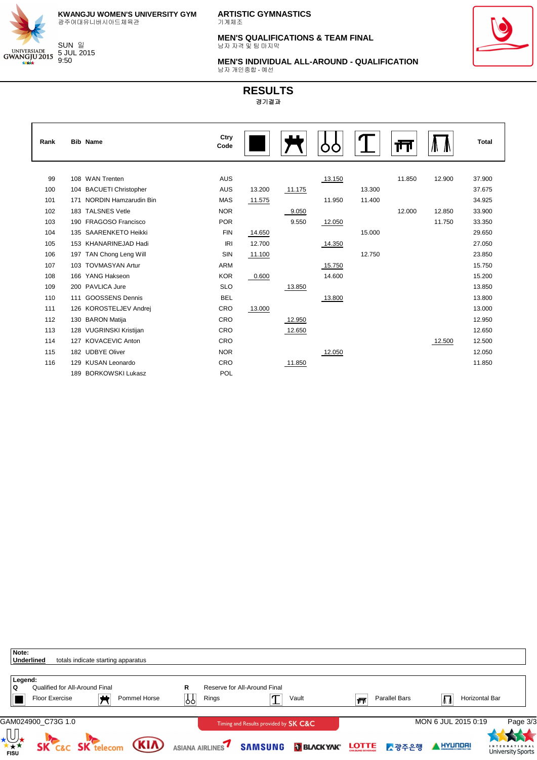**KWANGJU WOMEN'S UNIVERSITY GYM**
광주여대유니버시아드체육관

SUN 일
5 JUL 2015
9:50

**ARTISTIC GYMNASTICS**
기계체조

**MEN'S QUALIFICATIONS & TEAM FINAL**
남자 자격 및 팀 마지막

**MEN'S INDIVIDUAL ALL-AROUND - QUALIFICATION**
남자 개인종합 - 예선

# RESULTS
경기결과

| Rank | Bib | Name | Ctry Code | Floor Exercise | Pommel Horse | Rings | Vault | Parallel Bars | Horizontal Bar | Total |
|---|---|---|---|---|---|---|---|---|---|---|
| 99 | 108 | WAN Trenten | AUS | | | 13.150 | | 11.850 | 12.900 | 37.900 |
| 100 | 104 | BACUETI Christopher | AUS | 13.200 | 11.175 | | 13.300 | | | 37.675 |
| 101 | 171 | NORDIN Hamzarudin Bin | MAS | 11.575 | | 11.950 | 11.400 | | | 34.925 |
| 102 | 183 | TALSNES Vetle | NOR | | 9.050 | | | 12.000 | 12.850 | 33.900 |
| 103 | 190 | FRAGOSO Francisco | POR | | 9.550 | 12.050 | | | 11.750 | 33.350 |
| 104 | 135 | SAARENKETO Heikki | FIN | 14.650 | | | 15.000 | | | 29.650 |
| 105 | 153 | KHANARINEJAD Hadi | IRI | 12.700 | | 14.350 | | | | 27.050 |
| 106 | 197 | TAN Chong Leng Will | SIN | 11.100 | | | 12.750 | | | 23.850 |
| 107 | 103 | TOVMASYAN Artur | ARM | | | 15.750 | | | | 15.750 |
| 108 | 166 | YANG Hakseon | KOR | 0.600 | | 14.600 | | | | 15.200 |
| 109 | 200 | PAVLICA Jure | SLO | | 13.850 | | | | | 13.850 |
| 110 | 111 | GOOSSENS Dennis | BEL | | | 13.800 | | | | 13.800 |
| 111 | 126 | KOROSTELJEV Andrej | CRO | 13.000 | | | | | | 13.000 |
| 112 | 130 | BARON Matija | CRO | | 12.950 | | | | | 12.950 |
| 113 | 128 | VUGRINSKI Kristijan | CRO | | 12.650 | | | | | 12.650 |
| 114 | 127 | KOVACEVIC Anton | CRO | | | | | | 12.500 | 12.500 |
| 115 | 182 | UDBYE Oliver | NOR | | | 12.050 | | | | 12.050 |
| 116 | 129 | KUSAN Leonardo | CRO | | 11.850 | | | | | 11.850 |
| | 189 | BORKOWSKI Lukasz | POL | | | | | | | |

**Note:**
Underlined totals indicate starting apparatus

**Legend:**

| | | | |
|---|---|---|---|
| Q | Qualified for All-Around Final | R | Reserve for All-Around Final |

Floor Exercise, Pommel Horse, Rings, Vault, Parallel Bars, Horizontal Bar

GAM024900_C73G 1.0 — Timing and Results provided by SK C&C — MON 6 JUL 2015 0:19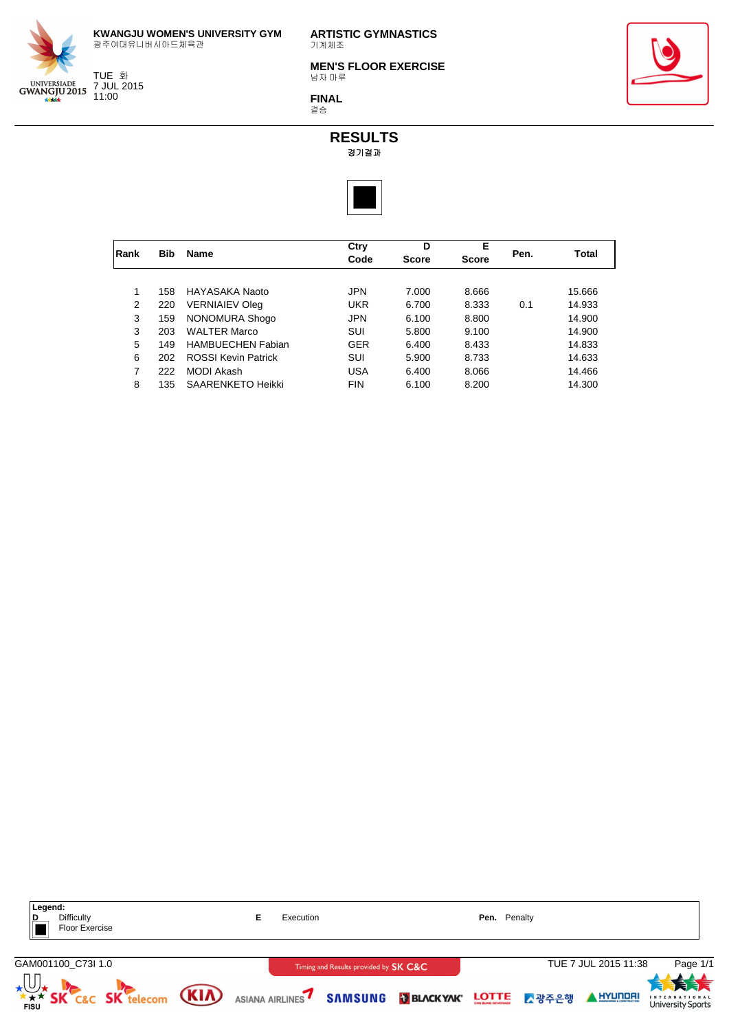**KWANGJU WOMEN'S UNIVERSITY GYM**
광주여대유니버시아드체육관

TUE 화
7 JUL 2015
11:00

**ARTISTIC GYMNASTICS**
기계체조

**MEN'S FLOOR EXERCISE**
남자 마루

**FINAL**
결승

# RESULTS
경기결과

| Rank | Bib | Name | Ctry Code | D Score | E Score | Pen. | Total |
|---|---|---|---|---|---|---|---|
| 1 | 158 | HAYASAKA Naoto | JPN | 7.000 | 8.666 | | 15.666 |
| 2 | 220 | VERNIAIEV Oleg | UKR | 6.700 | 8.333 | 0.1 | 14.933 |
| 3 | 159 | NONOMURA Shogo | JPN | 6.100 | 8.800 | | 14.900 |
| 3 | 203 | WALTER Marco | SUI | 5.800 | 9.100 | | 14.900 |
| 5 | 149 | HAMBUECHEN Fabian | GER | 6.400 | 8.433 | | 14.833 |
| 6 | 202 | ROSSI Kevin Patrick | SUI | 5.900 | 8.733 | | 14.633 |
| 7 | 222 | MODI Akash | USA | 6.400 | 8.066 | | 14.466 |
| 8 | 135 | SAARENKETO Heikki | FIN | 6.100 | 8.200 | | 14.300 |

**Legend:**
D Difficulty
■ Floor Exercise
E Execution
Pen. Penalty

GAM001100_C73I 1.0
Timing and Results provided by SK C&C
TUE 7 JUL 2015 11:38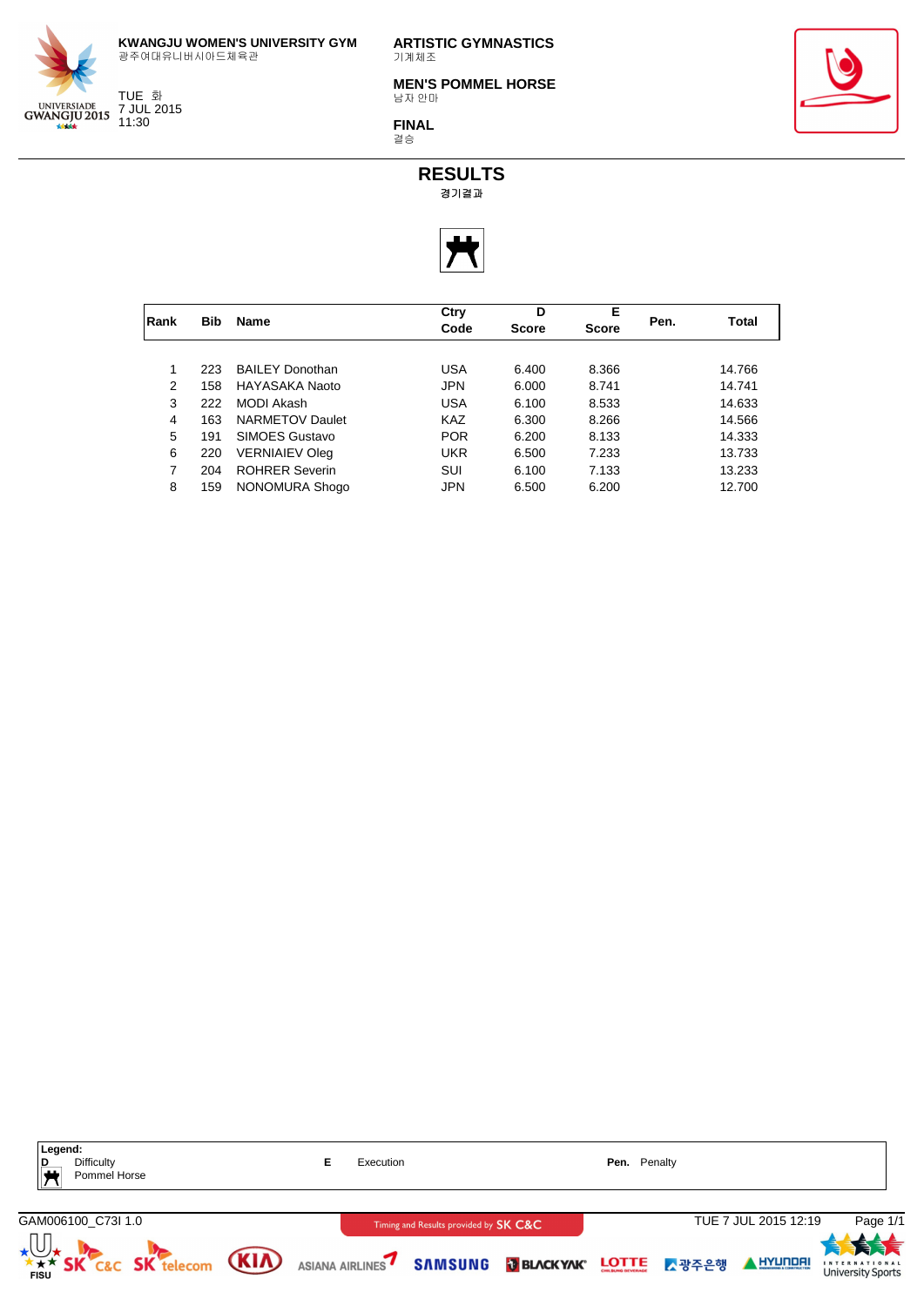**KWANGJU WOMEN'S UNIVERSITY GYM**
광주여대유니버시아드체육관

TUE 화
7 JUL 2015
11:30

**ARTISTIC GYMNASTICS**
기계체조

**MEN'S POMMEL HORSE**
남자 안마

**FINAL**
결승

# RESULTS
경기결과

| Rank | Bib | Name | Ctry Code | D Score | E Score | Pen. | Total |
|---|---|---|---|---|---|---|---|
| 1 | 223 | BAILEY Donothan | USA | 6.400 | 8.366 | | 14.766 |
| 2 | 158 | HAYASAKA Naoto | JPN | 6.000 | 8.741 | | 14.741 |
| 3 | 222 | MODI Akash | USA | 6.100 | 8.533 | | 14.633 |
| 4 | 163 | NARMETOV Daulet | KAZ | 6.300 | 8.266 | | 14.566 |
| 5 | 191 | SIMOES Gustavo | POR | 6.200 | 8.133 | | 14.333 |
| 6 | 220 | VERNIAIEV Oleg | UKR | 6.500 | 7.233 | | 13.733 |
| 7 | 204 | ROHRER Severin | SUI | 6.100 | 7.133 | | 13.233 |
| 8 | 159 | NONOMURA Shogo | JPN | 6.500 | 6.200 | | 12.700 |

**Legend:**
**D** Difficulty
Pommel Horse
**E** Execution
**Pen.** Penalty

GAM006100_C73I 1.0
Timing and Results provided by SK C&C
TUE 7 JUL 2015 12:19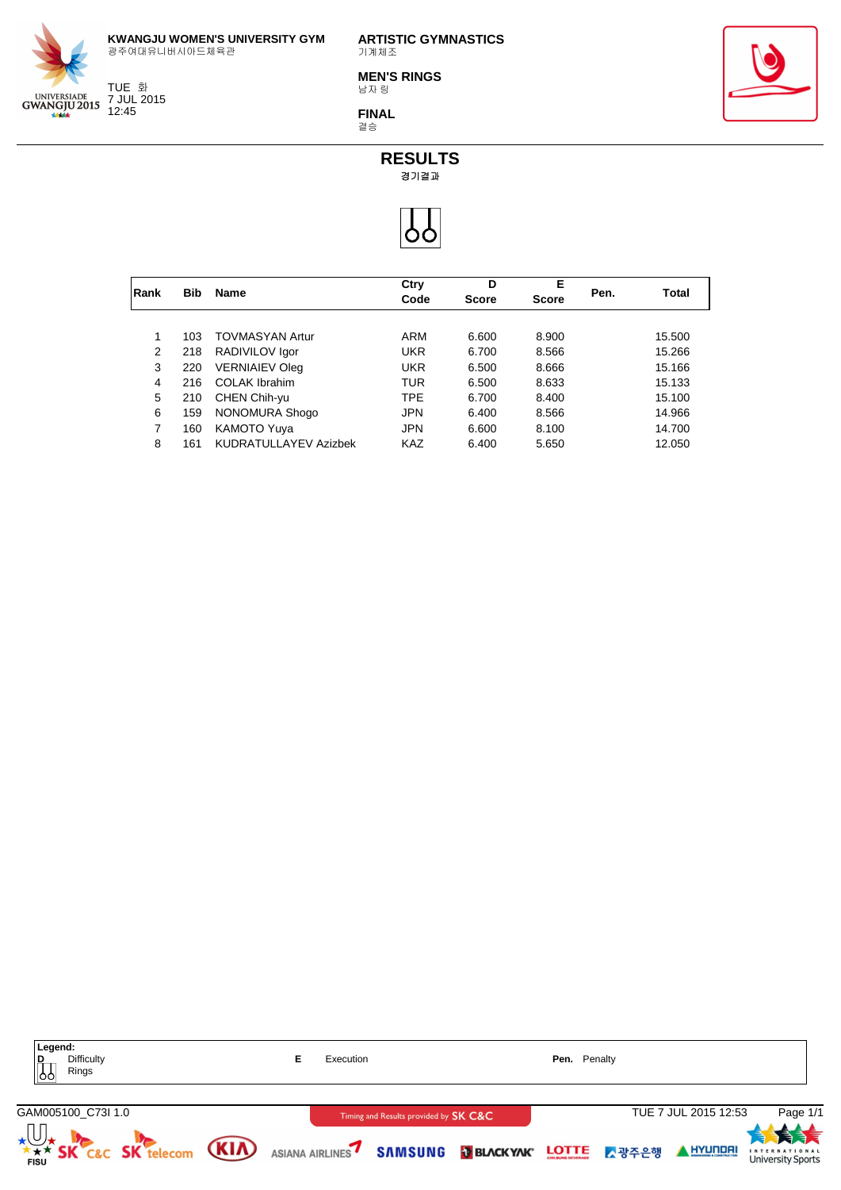**KWANGJU WOMEN'S UNIVERSITY GYM**
광주여대유니버시아드체육관

TUE 화
7 JUL 2015
12:45

**ARTISTIC GYMNASTICS**
기계체조

**MEN'S RINGS**
남자 링

**FINAL**
결승

# RESULTS
경기결과

| Rank | Bib | Name | Ctry Code | D Score | E Score | Pen. | Total |
|---|---|---|---|---|---|---|---|
| 1 | 103 | TOVMASYAN Artur | ARM | 6.600 | 8.900 | | 15.500 |
| 2 | 218 | RADIVILOV Igor | UKR | 6.700 | 8.566 | | 15.266 |
| 3 | 220 | VERNIAIEV Oleg | UKR | 6.500 | 8.666 | | 15.166 |
| 4 | 216 | COLAK Ibrahim | TUR | 6.500 | 8.633 | | 15.133 |
| 5 | 210 | CHEN Chih-yu | TPE | 6.700 | 8.400 | | 15.100 |
| 6 | 159 | NONOMURA Shogo | JPN | 6.400 | 8.566 | | 14.966 |
| 7 | 160 | KAMOTO Yuya | JPN | 6.600 | 8.100 | | 14.700 |
| 8 | 161 | KUDRATULLAYEV Azizbek | KAZ | 6.400 | 5.650 | | 12.050 |

**Legend:**
**D** Difficulty
Rings
**E** Execution
**Pen.** Penalty

GAM005100_C73I 1.0
Timing and Results provided by SK C&C
TUE 7 JUL 2015 12:53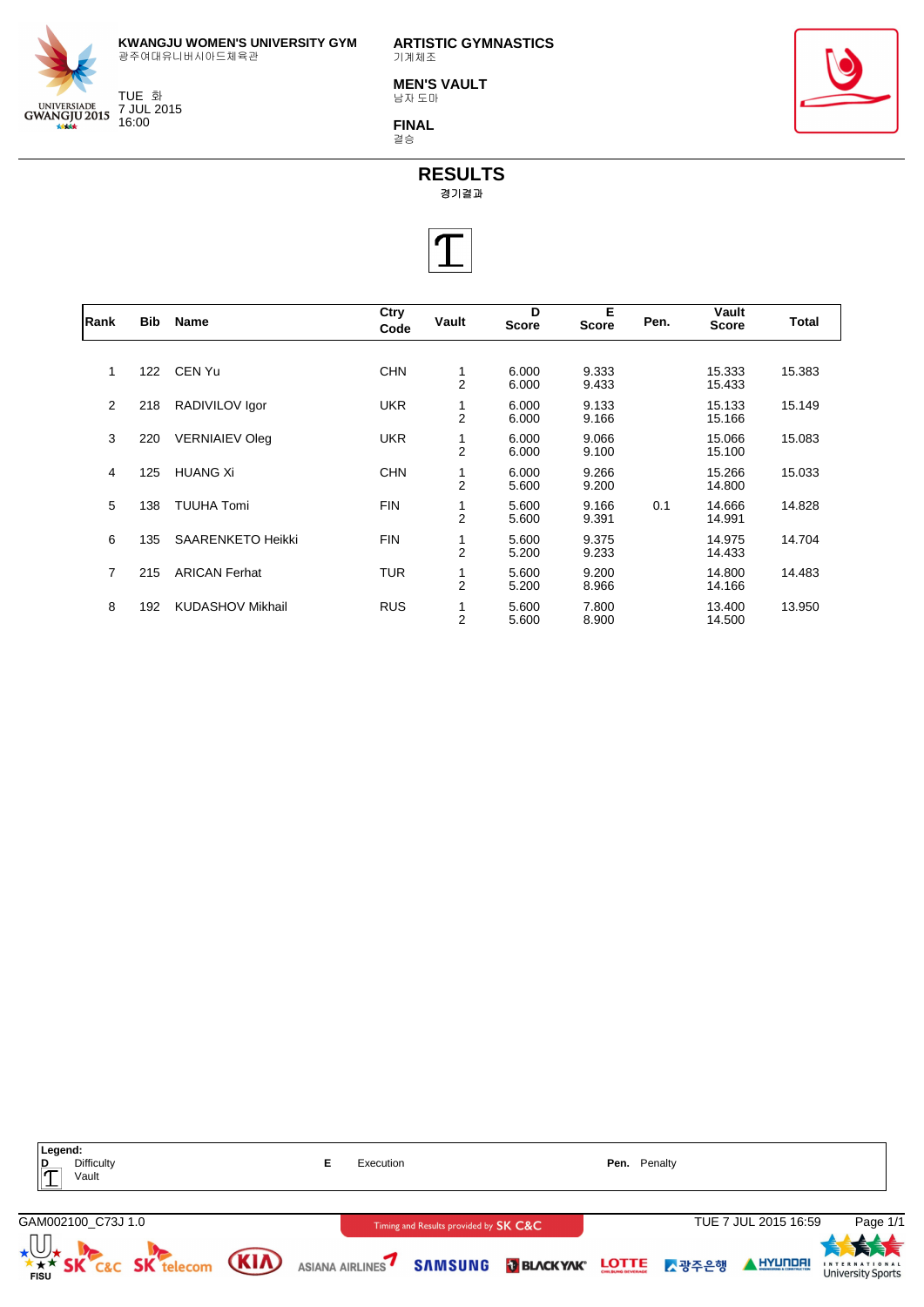KWANGJU WOMEN'S UNIVERSITY GYM
광주여대유니버시아드체육관

TUE 화
7 JUL 2015
16:00

**ARTISTIC GYMNASTICS**
기계체조

**MEN'S VAULT**
남자 도마

**FINAL**
결승

# RESULTS
경기결과

| Rank | Bib | Name | Ctry Code | Vault | D Score | E Score | Pen. | Vault Score | Total |
|---|---|---|---|---|---|---|---|---|---|
| 1 | 122 | CEN Yu | CHN | 1 | 6.000 | 9.333 | | 15.333 | 15.383 |
| | | | | 2 | 6.000 | 9.433 | | 15.433 | |
| 2 | 218 | RADIVILOV Igor | UKR | 1 | 6.000 | 9.133 | | 15.133 | 15.149 |
| | | | | 2 | 6.000 | 9.166 | | 15.166 | |
| 3 | 220 | VERNIAIEV Oleg | UKR | 1 | 6.000 | 9.066 | | 15.066 | 15.083 |
| | | | | 2 | 6.000 | 9.100 | | 15.100 | |
| 4 | 125 | HUANG Xi | CHN | 1 | 6.000 | 9.266 | | 15.266 | 15.033 |
| | | | | 2 | 5.600 | 9.200 | | 14.800 | |
| 5 | 138 | TUUHA Tomi | FIN | 1 | 5.600 | 9.166 | 0.1 | 14.666 | 14.828 |
| | | | | 2 | 5.600 | 9.391 | | 14.991 | |
| 6 | 135 | SAARENKETO Heikki | FIN | 1 | 5.600 | 9.375 | | 14.975 | 14.704 |
| | | | | 2 | 5.200 | 9.233 | | 14.433 | |
| 7 | 215 | ARICAN Ferhat | TUR | 1 | 5.600 | 9.200 | | 14.800 | 14.483 |
| | | | | 2 | 5.200 | 8.966 | | 14.166 | |
| 8 | 192 | KUDASHOV Mikhail | RUS | 1 | 5.600 | 7.800 | | 13.400 | 13.950 |
| | | | | 2 | 5.600 | 8.900 | | 14.500 | |

**Legend:**
- **D** Difficulty
- **E** Execution
- **Pen.** Penalty
- Vault

GAM002100_C73J 1.0 — Timing and Results provided by SK C&C — TUE 7 JUL 2015 16:59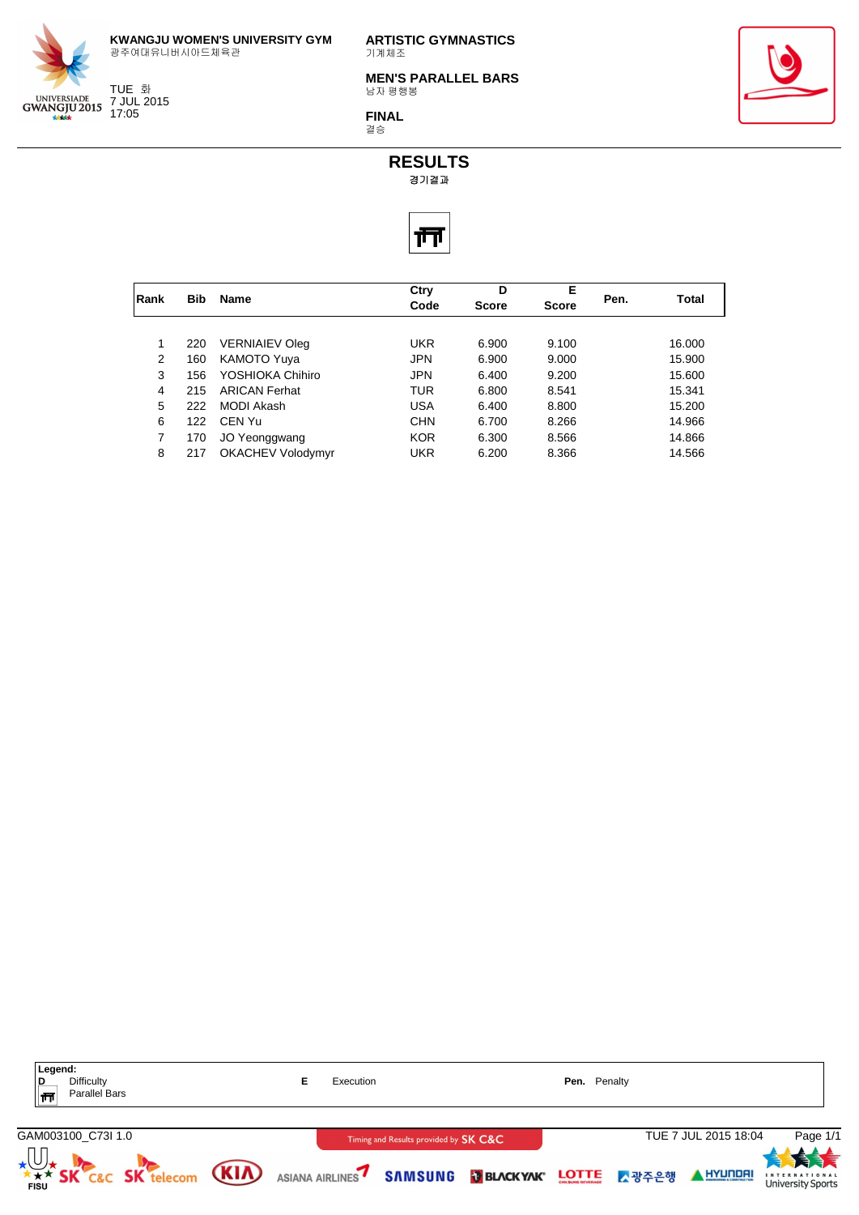**KWANGJU WOMEN'S UNIVERSITY GYM**
광주여대유니버시아드체육관

TUE 화
7 JUL 2015
17:05

**ARTISTIC GYMNASTICS**
기계체조

**MEN'S PARALLEL BARS**
남자 평행봉

**FINAL**
결승

# RESULTS
경기결과

| Rank | Bib | Name | Ctry Code | D Score | E Score | Pen. | Total |
|---|---|---|---|---|---|---|---|
| 1 | 220 | VERNIAIEV Oleg | UKR | 6.900 | 9.100 | | 16.000 |
| 2 | 160 | KAMOTO Yuya | JPN | 6.900 | 9.000 | | 15.900 |
| 3 | 156 | YOSHIOKA Chihiro | JPN | 6.400 | 9.200 | | 15.600 |
| 4 | 215 | ARICAN Ferhat | TUR | 6.800 | 8.541 | | 15.341 |
| 5 | 222 | MODI Akash | USA | 6.400 | 8.800 | | 15.200 |
| 6 | 122 | CEN Yu | CHN | 6.700 | 8.266 | | 14.966 |
| 7 | 170 | JO Yeonggwang | KOR | 6.300 | 8.566 | | 14.866 |
| 8 | 217 | OKACHEV Volodymyr | UKR | 6.200 | 8.366 | | 14.566 |

**Legend:**
**D** Difficulty
Parallel Bars
**E** Execution
**Pen.** Penalty

GAM003100_C73I 1.0
Timing and Results provided by SK C&C
TUE 7 JUL 2015 18:04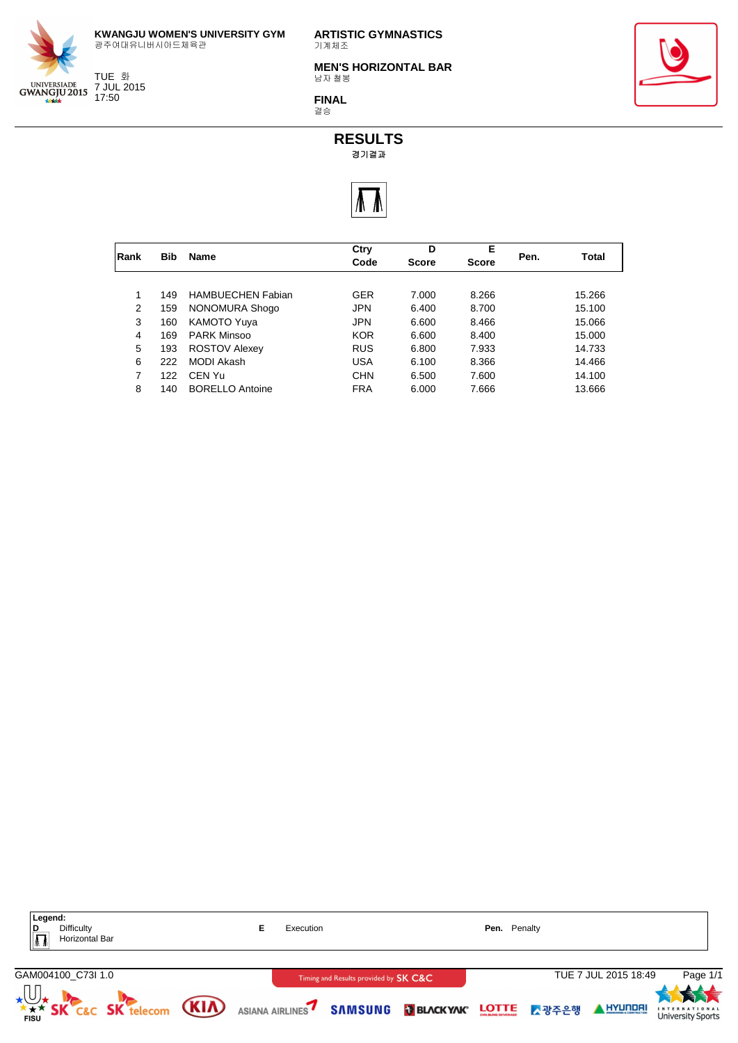KWANGJU WOMEN'S UNIVERSITY GYM
광주여대유니버시아드체육관

TUE 화
7 JUL 2015
17:50

ARTISTIC GYMNASTICS
기계체조

MEN'S HORIZONTAL BAR
남자 철봉

FINAL
결승

# RESULTS
경기결과

| Rank | Bib | Name | Ctry Code | D Score | E Score | Pen. | Total |
|---|---|---|---|---|---|---|---|
| 1 | 149 | HAMBUECHEN Fabian | GER | 7.000 | 8.266 | | 15.266 |
| 2 | 159 | NONOMURA Shogo | JPN | 6.400 | 8.700 | | 15.100 |
| 3 | 160 | KAMOTO Yuya | JPN | 6.600 | 8.466 | | 15.066 |
| 4 | 169 | PARK Minsoo | KOR | 6.600 | 8.400 | | 15.000 |
| 5 | 193 | ROSTOV Alexey | RUS | 6.800 | 7.933 | | 14.733 |
| 6 | 222 | MODI Akash | USA | 6.100 | 8.366 | | 14.466 |
| 7 | 122 | CEN Yu | CHN | 6.500 | 7.600 | | 14.100 |
| 8 | 140 | BORELLO Antoine | FRA | 6.000 | 7.666 | | 13.666 |

**Legend:**
D Difficulty
Horizontal Bar
E Execution
Pen. Penalty

GAM004100_C73I 1.0
Timing and Results provided by SK C&C
TUE 7 JUL 2015 18:49